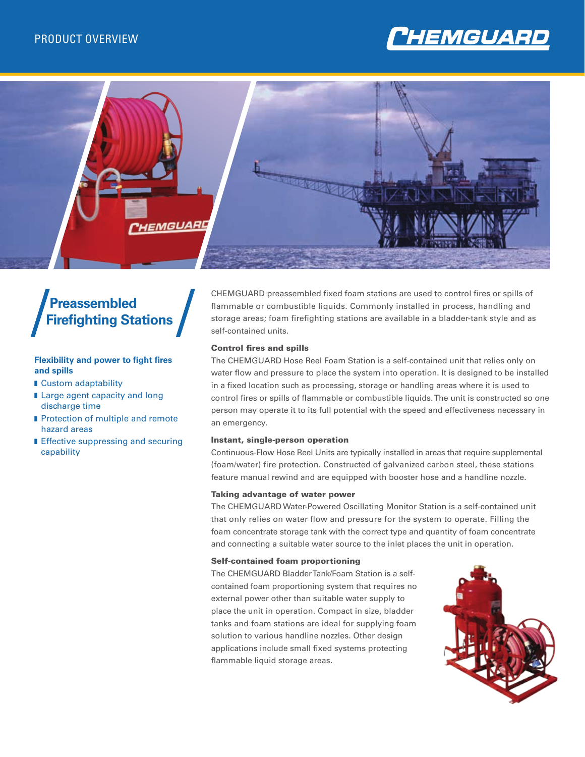PRODUCT OVERVIEW

# Preassembled Firefighting Stations

**Flexibility and power to fight fires and spills**

- Custom adaptability
- Large agent capacity and long discharge time
- Protection of multiple and remote hazard areas
- Effective suppressing and securing capability

CHEMGUARD preassembled fixed foam stations are used to control fires or spills of flammable or combustible liquids. Commonly installed in process, handling and storage areas; foam firefighting stations are available in a bladder-tank style and as self-contained units.

### Control fires and spills

The CHEMGUARD Hose Reel Foam Station is a self-contained unit that relies only on water flow and pressure to place the system into operation. It is designed to be installed in a fixed location such as processing, storage or handling areas where it is used to control fires or spills of flammable or combustible liquids. The unit is constructed so one person may operate it to its full potential with the speed and effectiveness necessary in an emergency.

### Instant, single-person operation

Continuous-Flow Hose Reel Units are typically installed in areas that require supplemental (foam/water) fire protection. Constructed of galvanized carbon steel, these stations feature manual rewind and are equipped with booster hose and a handline nozzle.

### Taking advantage of water power

The CHEMGUARD Water-Powered Oscillating Monitor Station is a self-contained unit that only relies on water flow and pressure for the system to operate. Filling the foam concentrate storage tank with the correct type and quantity of foam concentrate and connecting a suitable water source to the inlet places the unit in operation.

### Self-contained foam proportioning

The CHEMGUARD Bladder Tank/Foam Station is a self-contained foam proportioning system that requires no external power other than suitable water supply to place the unit in operation. Compact in size, bladder tanks and foam stations are ideal for supplying foam solution to various handline nozzles. Other design applications include small fixed systems protecting flammable liquid storage areas.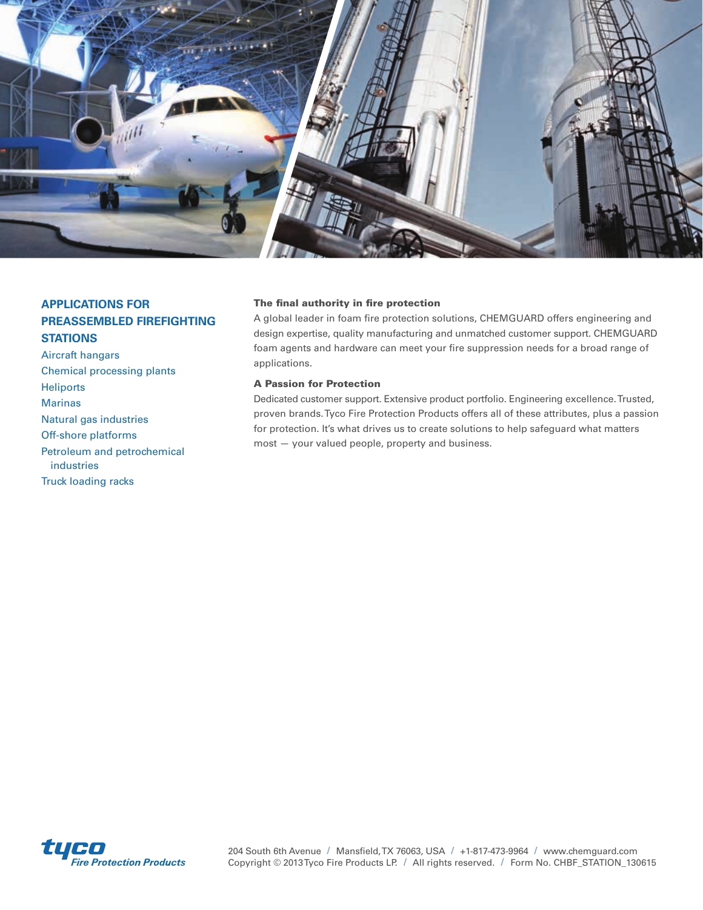## APPLICATIONS FOR PREASSEMBLED FIREFIGHTING STATIONS

- Aircraft hangars
- Chemical processing plants
- Heliports
- Marinas
- Natural gas industries
- Off-shore platforms
- Petroleum and petrochemical industries
- Truck loading racks

### The final authority in fire protection

A global leader in foam fire protection solutions, CHEMGUARD offers engineering and design expertise, quality manufacturing and unmatched customer support. CHEMGUARD foam agents and hardware can meet your fire suppression needs for a broad range of applications.

### A Passion for Protection

Dedicated customer support. Extensive product portfolio. Engineering excellence. Trusted, proven brands. Tyco Fire Protection Products offers all of these attributes, plus a passion for protection. It's what drives us to create solutions to help safeguard what matters most — your valued people, property and business.

**tyco** *Fire Protection Products*

204 South 6th Avenue / Mansfield, TX 76063, USA / +1-817-473-9964 / www.chemguard.com
Copyright © 2013 Tyco Fire Products LP. / All rights reserved. / Form No. CHBF_STATION_130615